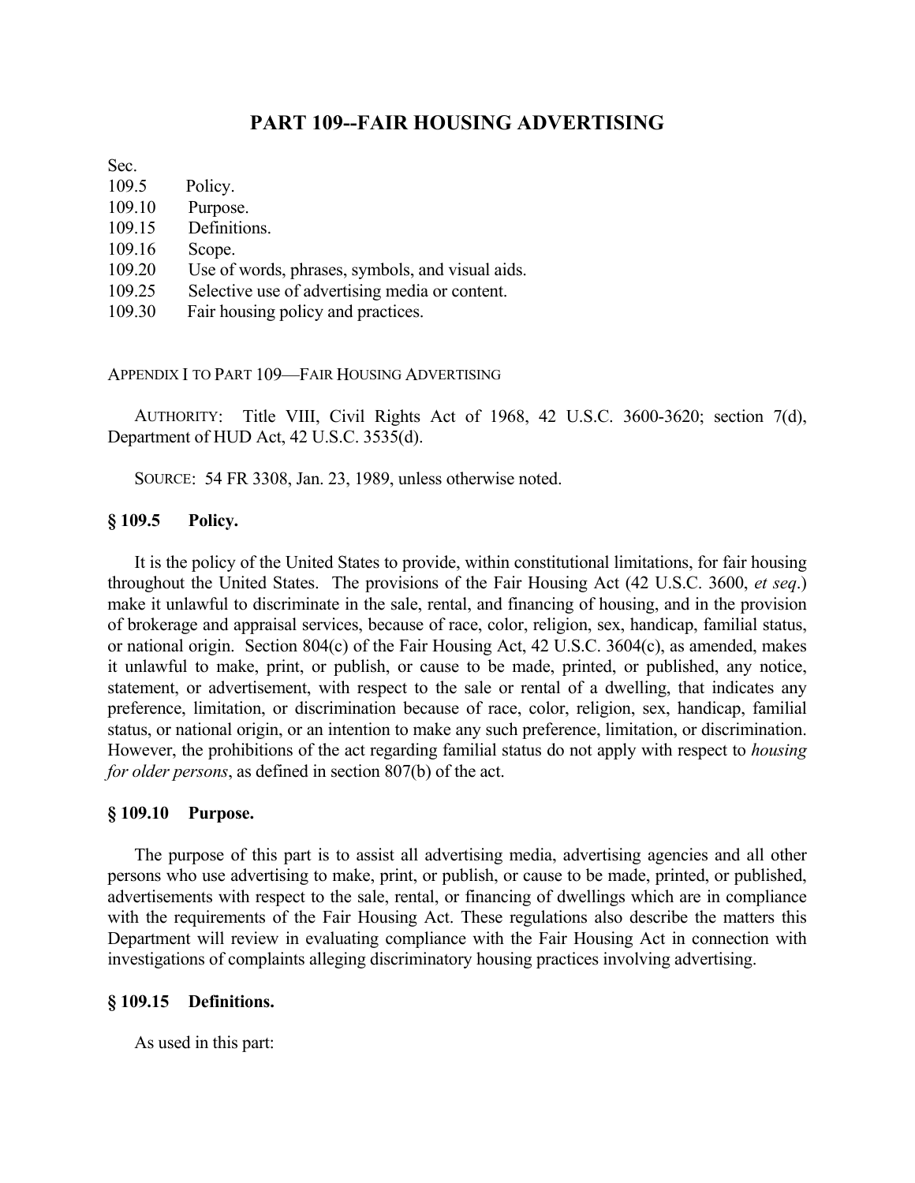# PART 109--FAIR HOUSING ADVERTISING

Sec.
109.5 Policy.
109.10 Purpose.
109.15 Definitions.
109.16 Scope.
109.20 Use of words, phrases, symbols, and visual aids.
109.25 Selective use of advertising media or content.
109.30 Fair housing policy and practices.

APPENDIX I TO PART 109—FAIR HOUSING ADVERTISING

AUTHORITY: Title VIII, Civil Rights Act of 1968, 42 U.S.C. 3600-3620; section 7(d), Department of HUD Act, 42 U.S.C. 3535(d).

SOURCE: 54 FR 3308, Jan. 23, 1989, unless otherwise noted.

### § 109.5 Policy.

It is the policy of the United States to provide, within constitutional limitations, for fair housing throughout the United States. The provisions of the Fair Housing Act (42 U.S.C. 3600, *et seq*.) make it unlawful to discriminate in the sale, rental, and financing of housing, and in the provision of brokerage and appraisal services, because of race, color, religion, sex, handicap, familial status, or national origin. Section 804(c) of the Fair Housing Act, 42 U.S.C. 3604(c), as amended, makes it unlawful to make, print, or publish, or cause to be made, printed, or published, any notice, statement, or advertisement, with respect to the sale or rental of a dwelling, that indicates any preference, limitation, or discrimination because of race, color, religion, sex, handicap, familial status, or national origin, or an intention to make any such preference, limitation, or discrimination. However, the prohibitions of the act regarding familial status do not apply with respect to *housing for older persons*, as defined in section 807(b) of the act.

### § 109.10 Purpose.

The purpose of this part is to assist all advertising media, advertising agencies and all other persons who use advertising to make, print, or publish, or cause to be made, printed, or published, advertisements with respect to the sale, rental, or financing of dwellings which are in compliance with the requirements of the Fair Housing Act. These regulations also describe the matters this Department will review in evaluating compliance with the Fair Housing Act in connection with investigations of complaints alleging discriminatory housing practices involving advertising.

### § 109.15 Definitions.

As used in this part: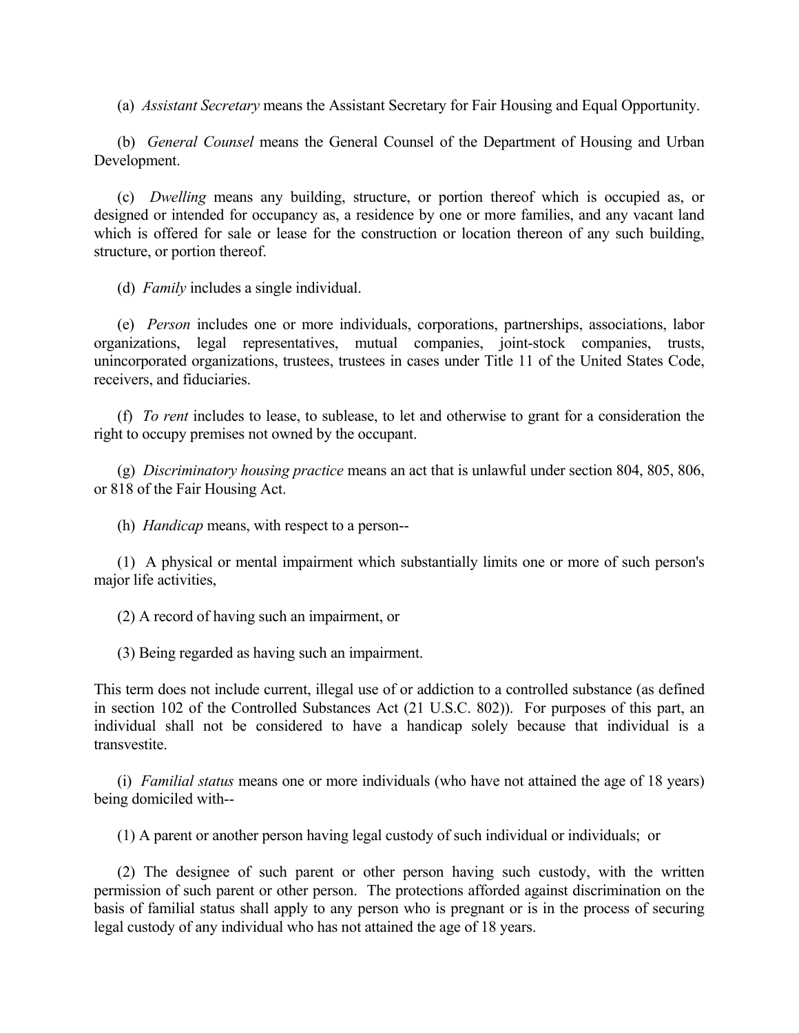(a) *Assistant Secretary* means the Assistant Secretary for Fair Housing and Equal Opportunity.

(b) *General Counsel* means the General Counsel of the Department of Housing and Urban Development.

(c) *Dwelling* means any building, structure, or portion thereof which is occupied as, or designed or intended for occupancy as, a residence by one or more families, and any vacant land which is offered for sale or lease for the construction or location thereon of any such building, structure, or portion thereof.

(d) *Family* includes a single individual.

(e) *Person* includes one or more individuals, corporations, partnerships, associations, labor organizations, legal representatives, mutual companies, joint-stock companies, trusts, unincorporated organizations, trustees, trustees in cases under Title 11 of the United States Code, receivers, and fiduciaries.

(f) *To rent* includes to lease, to sublease, to let and otherwise to grant for a consideration the right to occupy premises not owned by the occupant.

(g) *Discriminatory housing practice* means an act that is unlawful under section 804, 805, 806, or 818 of the Fair Housing Act.

(h) *Handicap* means, with respect to a person--

(1) A physical or mental impairment which substantially limits one or more of such person's major life activities,

(2) A record of having such an impairment, or

(3) Being regarded as having such an impairment.

This term does not include current, illegal use of or addiction to a controlled substance (as defined in section 102 of the Controlled Substances Act (21 U.S.C. 802)). For purposes of this part, an individual shall not be considered to have a handicap solely because that individual is a transvestite.

(i) *Familial status* means one or more individuals (who have not attained the age of 18 years) being domiciled with--

(1) A parent or another person having legal custody of such individual or individuals; or

(2) The designee of such parent or other person having such custody, with the written permission of such parent or other person. The protections afforded against discrimination on the basis of familial status shall apply to any person who is pregnant or is in the process of securing legal custody of any individual who has not attained the age of 18 years.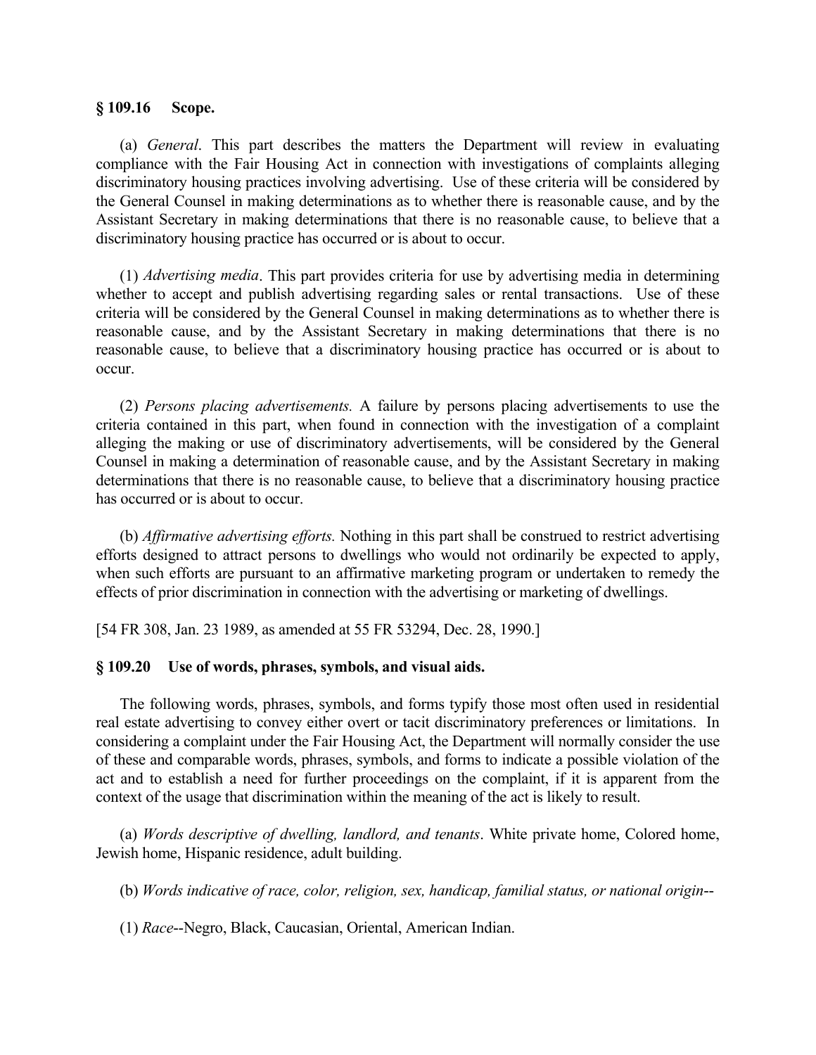### § 109.16 Scope.

(a) *General*. This part describes the matters the Department will review in evaluating compliance with the Fair Housing Act in connection with investigations of complaints alleging discriminatory housing practices involving advertising. Use of these criteria will be considered by the General Counsel in making determinations as to whether there is reasonable cause, and by the Assistant Secretary in making determinations that there is no reasonable cause, to believe that a discriminatory housing practice has occurred or is about to occur.

(1) *Advertising media*. This part provides criteria for use by advertising media in determining whether to accept and publish advertising regarding sales or rental transactions. Use of these criteria will be considered by the General Counsel in making determinations as to whether there is reasonable cause, and by the Assistant Secretary in making determinations that there is no reasonable cause, to believe that a discriminatory housing practice has occurred or is about to occur.

(2) *Persons placing advertisements.* A failure by persons placing advertisements to use the criteria contained in this part, when found in connection with the investigation of a complaint alleging the making or use of discriminatory advertisements, will be considered by the General Counsel in making a determination of reasonable cause, and by the Assistant Secretary in making determinations that there is no reasonable cause, to believe that a discriminatory housing practice has occurred or is about to occur.

(b) *Affirmative advertising efforts.* Nothing in this part shall be construed to restrict advertising efforts designed to attract persons to dwellings who would not ordinarily be expected to apply, when such efforts are pursuant to an affirmative marketing program or undertaken to remedy the effects of prior discrimination in connection with the advertising or marketing of dwellings.

[54 FR 308, Jan. 23 1989, as amended at 55 FR 53294, Dec. 28, 1990.]

### § 109.20 Use of words, phrases, symbols, and visual aids.

The following words, phrases, symbols, and forms typify those most often used in residential real estate advertising to convey either overt or tacit discriminatory preferences or limitations. In considering a complaint under the Fair Housing Act, the Department will normally consider the use of these and comparable words, phrases, symbols, and forms to indicate a possible violation of the act and to establish a need for further proceedings on the complaint, if it is apparent from the context of the usage that discrimination within the meaning of the act is likely to result.

(a) *Words descriptive of dwelling, landlord, and tenants*. White private home, Colored home, Jewish home, Hispanic residence, adult building.

(b) *Words indicative of race, color, religion, sex, handicap, familial status, or national origin*--

(1) *Race*--Negro, Black, Caucasian, Oriental, American Indian.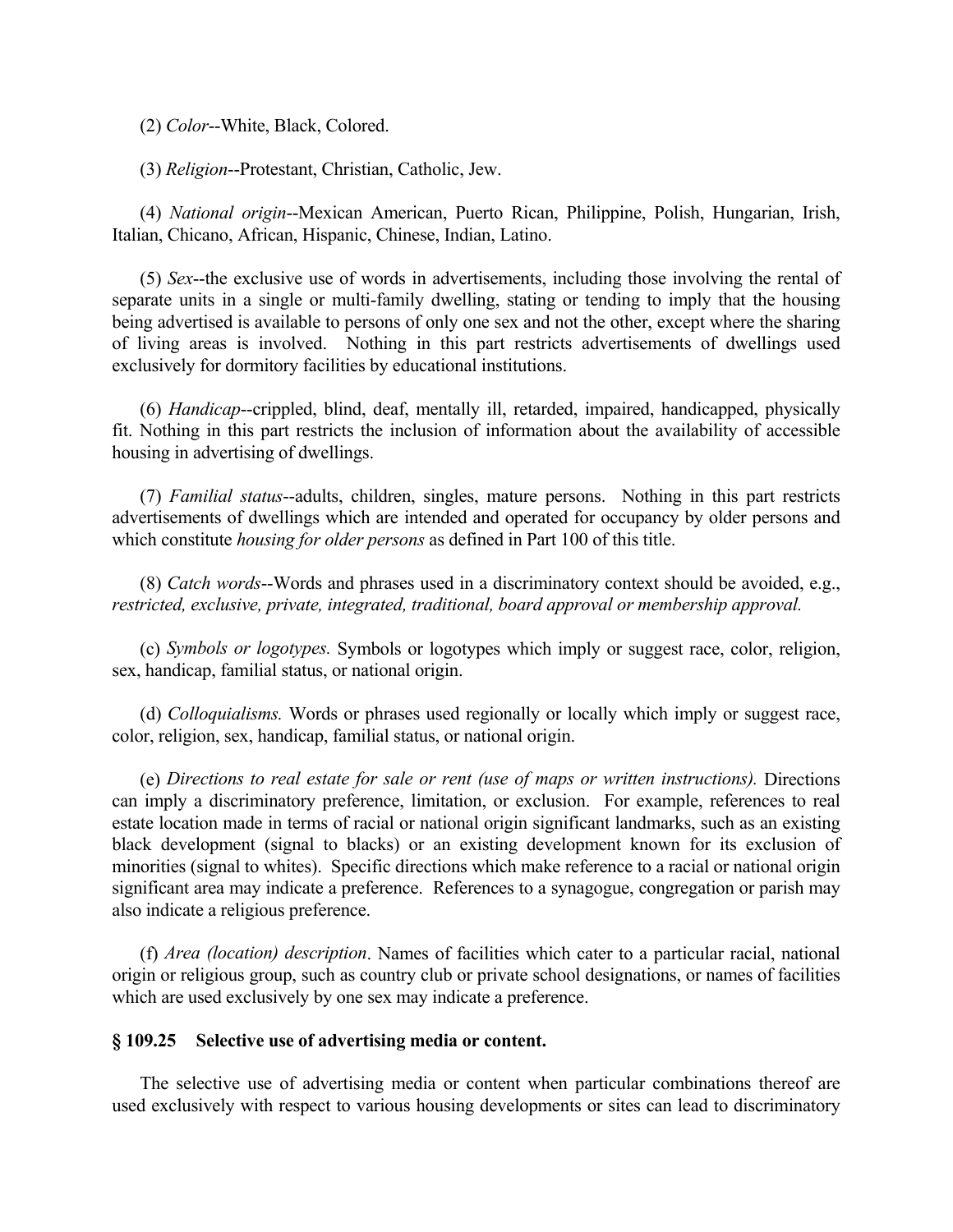(2) *Color*--White, Black, Colored.

(3) *Religion*--Protestant, Christian, Catholic, Jew.

(4) *National origin*--Mexican American, Puerto Rican, Philippine, Polish, Hungarian, Irish, Italian, Chicano, African, Hispanic, Chinese, Indian, Latino.

(5) *Sex*--the exclusive use of words in advertisements, including those involving the rental of separate units in a single or multi-family dwelling, stating or tending to imply that the housing being advertised is available to persons of only one sex and not the other, except where the sharing of living areas is involved. Nothing in this part restricts advertisements of dwellings used exclusively for dormitory facilities by educational institutions.

(6) *Handicap*--crippled, blind, deaf, mentally ill, retarded, impaired, handicapped, physically fit. Nothing in this part restricts the inclusion of information about the availability of accessible housing in advertising of dwellings.

(7) *Familial status*--adults, children, singles, mature persons. Nothing in this part restricts advertisements of dwellings which are intended and operated for occupancy by older persons and which constitute *housing for older persons* as defined in Part 100 of this title.

(8) *Catch words*--Words and phrases used in a discriminatory context should be avoided, e.g., *restricted, exclusive, private, integrated, traditional, board approval or membership approval.*

(c) *Symbols or logotypes.* Symbols or logotypes which imply or suggest race, color, religion, sex, handicap, familial status, or national origin.

(d) *Colloquialisms.* Words or phrases used regionally or locally which imply or suggest race, color, religion, sex, handicap, familial status, or national origin.

(e) *Directions to real estate for sale or rent (use of maps or written instructions).* Directions can imply a discriminatory preference, limitation, or exclusion. For example, references to real estate location made in terms of racial or national origin significant landmarks, such as an existing black development (signal to blacks) or an existing development known for its exclusion of minorities (signal to whites). Specific directions which make reference to a racial or national origin significant area may indicate a preference. References to a synagogue, congregation or parish may also indicate a religious preference.

(f) *Area (location) description*. Names of facilities which cater to a particular racial, national origin or religious group, such as country club or private school designations, or names of facilities which are used exclusively by one sex may indicate a preference.

## § 109.25 Selective use of advertising media or content.

The selective use of advertising media or content when particular combinations thereof are used exclusively with respect to various housing developments or sites can lead to discriminatory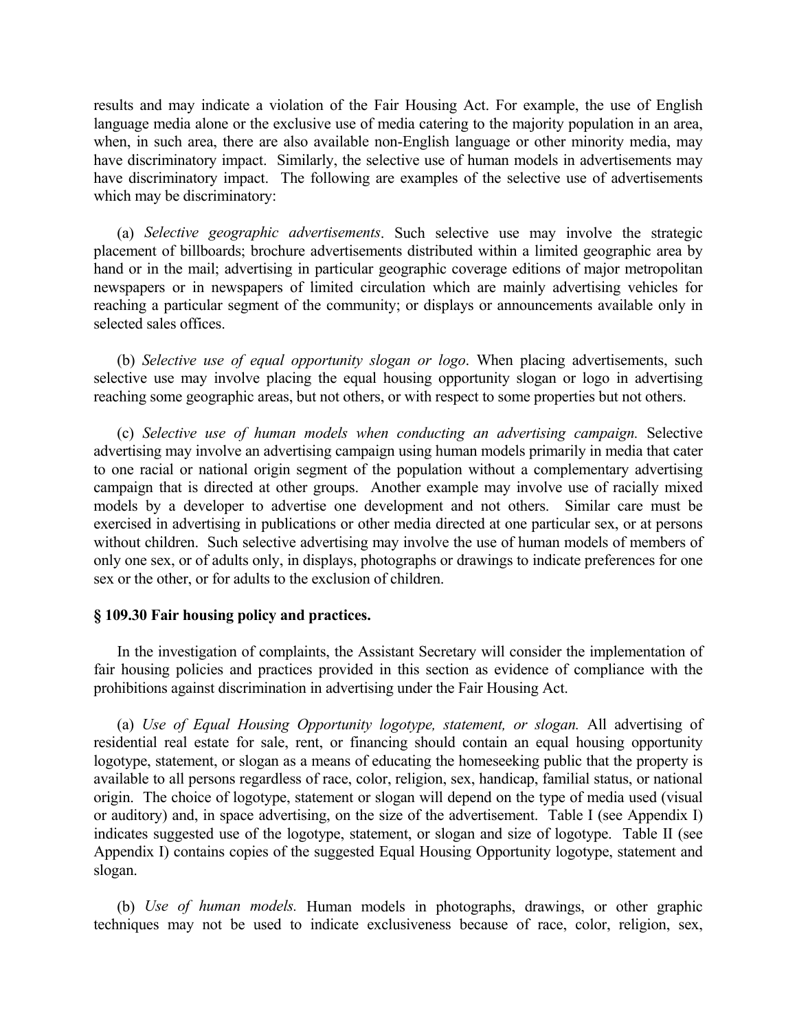results and may indicate a violation of the Fair Housing Act. For example, the use of English language media alone or the exclusive use of media catering to the majority population in an area, when, in such area, there are also available non-English language or other minority media, may have discriminatory impact. Similarly, the selective use of human models in advertisements may have discriminatory impact. The following are examples of the selective use of advertisements which may be discriminatory:

(a) *Selective geographic advertisements*. Such selective use may involve the strategic placement of billboards; brochure advertisements distributed within a limited geographic area by hand or in the mail; advertising in particular geographic coverage editions of major metropolitan newspapers or in newspapers of limited circulation which are mainly advertising vehicles for reaching a particular segment of the community; or displays or announcements available only in selected sales offices.

(b) *Selective use of equal opportunity slogan or logo*. When placing advertisements, such selective use may involve placing the equal housing opportunity slogan or logo in advertising reaching some geographic areas, but not others, or with respect to some properties but not others.

(c) *Selective use of human models when conducting an advertising campaign.* Selective advertising may involve an advertising campaign using human models primarily in media that cater to one racial or national origin segment of the population without a complementary advertising campaign that is directed at other groups. Another example may involve use of racially mixed models by a developer to advertise one development and not others. Similar care must be exercised in advertising in publications or other media directed at one particular sex, or at persons without children. Such selective advertising may involve the use of human models of members of only one sex, or of adults only, in displays, photographs or drawings to indicate preferences for one sex or the other, or for adults to the exclusion of children.

**§ 109.30 Fair housing policy and practices.**

In the investigation of complaints, the Assistant Secretary will consider the implementation of fair housing policies and practices provided in this section as evidence of compliance with the prohibitions against discrimination in advertising under the Fair Housing Act.

(a) *Use of Equal Housing Opportunity logotype, statement, or slogan.* All advertising of residential real estate for sale, rent, or financing should contain an equal housing opportunity logotype, statement, or slogan as a means of educating the homeseeking public that the property is available to all persons regardless of race, color, religion, sex, handicap, familial status, or national origin. The choice of logotype, statement or slogan will depend on the type of media used (visual or auditory) and, in space advertising, on the size of the advertisement. Table I (see Appendix I) indicates suggested use of the logotype, statement, or slogan and size of logotype. Table II (see Appendix I) contains copies of the suggested Equal Housing Opportunity logotype, statement and slogan.

(b) *Use of human models.* Human models in photographs, drawings, or other graphic techniques may not be used to indicate exclusiveness because of race, color, religion, sex,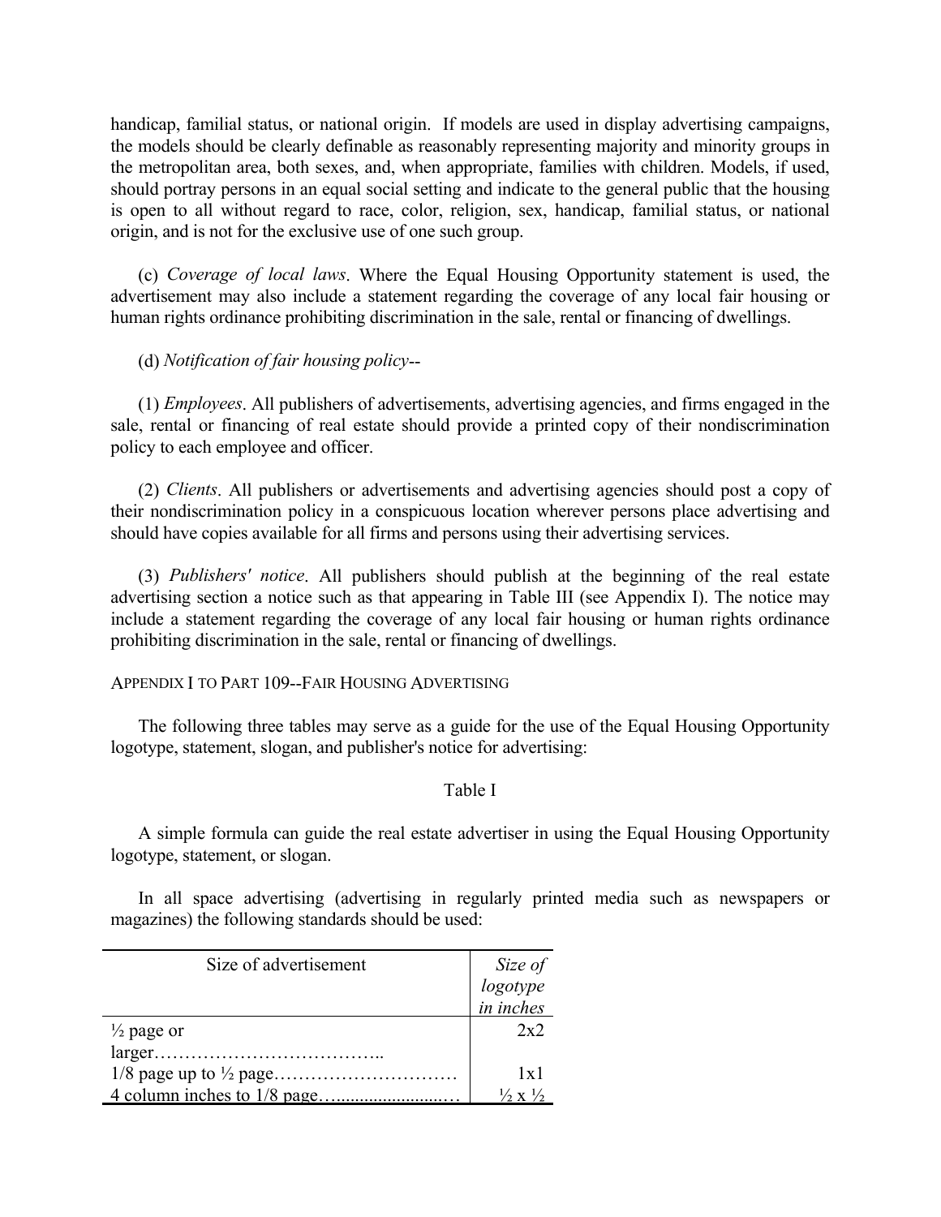handicap, familial status, or national origin. If models are used in display advertising campaigns, the models should be clearly definable as reasonably representing majority and minority groups in the metropolitan area, both sexes, and, when appropriate, families with children. Models, if used, should portray persons in an equal social setting and indicate to the general public that the housing is open to all without regard to race, color, religion, sex, handicap, familial status, or national origin, and is not for the exclusive use of one such group.

(c) *Coverage of local laws*. Where the Equal Housing Opportunity statement is used, the advertisement may also include a statement regarding the coverage of any local fair housing or human rights ordinance prohibiting discrimination in the sale, rental or financing of dwellings.

(d) *Notification of fair housing policy*--

(1) *Employees*. All publishers of advertisements, advertising agencies, and firms engaged in the sale, rental or financing of real estate should provide a printed copy of their nondiscrimination policy to each employee and officer.

(2) *Clients*. All publishers or advertisements and advertising agencies should post a copy of their nondiscrimination policy in a conspicuous location wherever persons place advertising and should have copies available for all firms and persons using their advertising services.

(3) *Publishers' notice*. All publishers should publish at the beginning of the real estate advertising section a notice such as that appearing in Table III (see Appendix I). The notice may include a statement regarding the coverage of any local fair housing or human rights ordinance prohibiting discrimination in the sale, rental or financing of dwellings.

APPENDIX I TO PART 109--FAIR HOUSING ADVERTISING

The following three tables may serve as a guide for the use of the Equal Housing Opportunity logotype, statement, slogan, and publisher's notice for advertising:

Table I

A simple formula can guide the real estate advertiser in using the Equal Housing Opportunity logotype, statement, or slogan.

In all space advertising (advertising in regularly printed media such as newspapers or magazines) the following standards should be used:

| Size of advertisement | *Size of logotype in inches* |
|---|---|
| ½ page or larger……………………………….. | 2x2 |
| 1/8 page up to ½ page………………………… | 1x1 |
| 4 column inches to 1/8 page……………………… | ½ x ½ |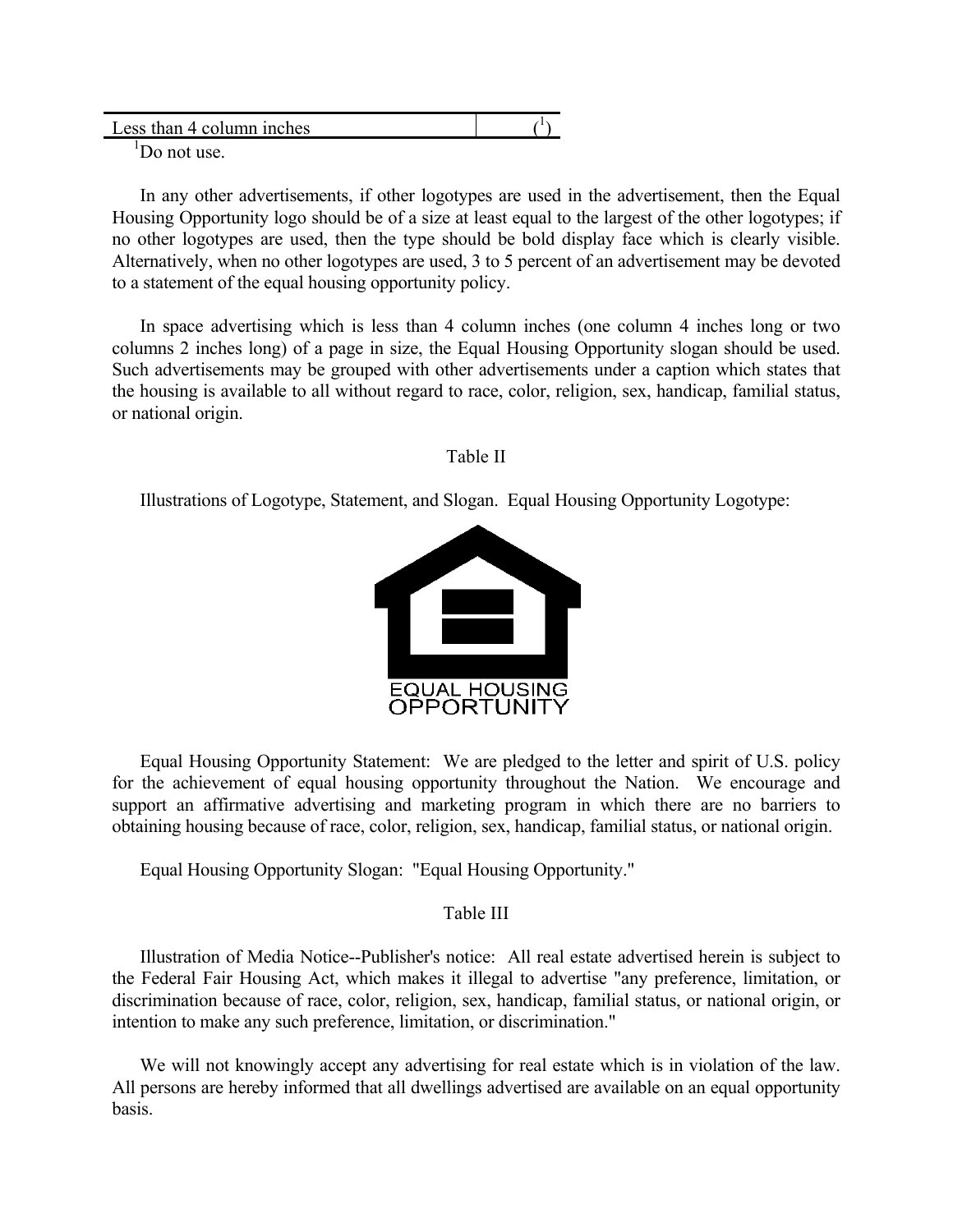| | |
|---|---|
| Less than 4 column inches | ([1]) |

[1]Do not use.

In any other advertisements, if other logotypes are used in the advertisement, then the Equal Housing Opportunity logo should be of a size at least equal to the largest of the other logotypes; if no other logotypes are used, then the type should be bold display face which is clearly visible. Alternatively, when no other logotypes are used, 3 to 5 percent of an advertisement may be devoted to a statement of the equal housing opportunity policy.

In space advertising which is less than 4 column inches (one column 4 inches long or two columns 2 inches long) of a page in size, the Equal Housing Opportunity slogan should be used. Such advertisements may be grouped with other advertisements under a caption which states that the housing is available to all without regard to race, color, religion, sex, handicap, familial status, or national origin.

Table II

Illustrations of Logotype, Statement, and Slogan. Equal Housing Opportunity Logotype:

EQUAL HOUSING
OPPORTUNITY

Equal Housing Opportunity Statement: We are pledged to the letter and spirit of U.S. policy for the achievement of equal housing opportunity throughout the Nation. We encourage and support an affirmative advertising and marketing program in which there are no barriers to obtaining housing because of race, color, religion, sex, handicap, familial status, or national origin.

Equal Housing Opportunity Slogan: "Equal Housing Opportunity."

Table III

Illustration of Media Notice--Publisher's notice: All real estate advertised herein is subject to the Federal Fair Housing Act, which makes it illegal to advertise "any preference, limitation, or discrimination because of race, color, religion, sex, handicap, familial status, or national origin, or intention to make any such preference, limitation, or discrimination."

We will not knowingly accept any advertising for real estate which is in violation of the law. All persons are hereby informed that all dwellings advertised are available on an equal opportunity basis.